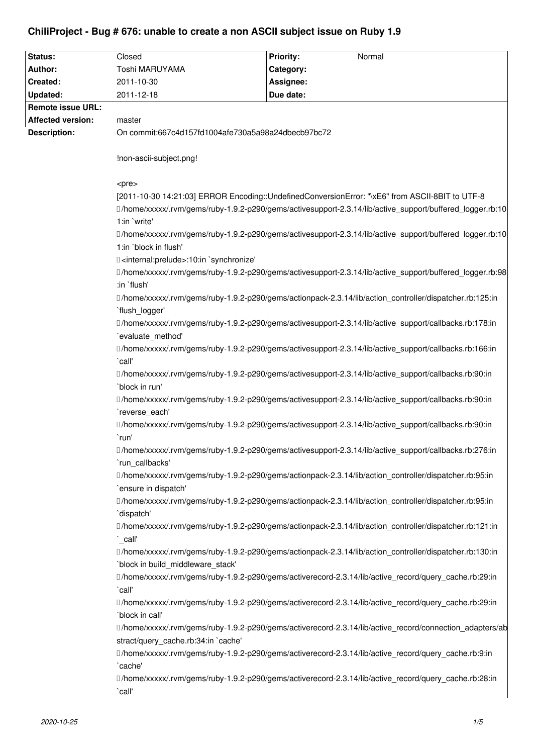# ChiliProject - Bug # 676: unable to create a non ASCII subject issue on Ruby 1.9

| | | | |
|---|---|---|---|
| **Status:** | Closed | **Priority:** | Normal |
| **Author:** | Toshi MARUYAMA | **Category:** | |
| **Created:** | 2011-10-30 | **Assignee:** | |
| **Updated:** | 2011-12-18 | **Due date:** | |
| **Remote issue URL:** | | | |
| **Affected version:** | master | | |
| **Description:** | On commit:667c4d157fd1004afe730a5a98a24dbecb97bc72 | | |

!non-ascii-subject.png!

<pre>

```
[2011-10-30 14:21:03] ERROR Encoding::UndefinedConversionError: "\xE6" from ASCII-8BIT to UTF-8
	/home/xxxxx/.rvm/gems/ruby-1.9.2-p290/gems/activesupport-2.3.14/lib/active_support/buffered_logger.rb:101:in `write'
	/home/xxxxx/.rvm/gems/ruby-1.9.2-p290/gems/activesupport-2.3.14/lib/active_support/buffered_logger.rb:101:in `block in flush'
	<internal:prelude>:10:in `synchronize'
	/home/xxxxx/.rvm/gems/ruby-1.9.2-p290/gems/activesupport-2.3.14/lib/active_support/buffered_logger.rb:98:in `flush'
	/home/xxxxx/.rvm/gems/ruby-1.9.2-p290/gems/actionpack-2.3.14/lib/action_controller/dispatcher.rb:125:in `flush_logger'
	/home/xxxxx/.rvm/gems/ruby-1.9.2-p290/gems/activesupport-2.3.14/lib/active_support/callbacks.rb:178:in `evaluate_method'
	/home/xxxxx/.rvm/gems/ruby-1.9.2-p290/gems/activesupport-2.3.14/lib/active_support/callbacks.rb:166:in `call'
	/home/xxxxx/.rvm/gems/ruby-1.9.2-p290/gems/activesupport-2.3.14/lib/active_support/callbacks.rb:90:in `block in run'
	/home/xxxxx/.rvm/gems/ruby-1.9.2-p290/gems/activesupport-2.3.14/lib/active_support/callbacks.rb:90:in `reverse_each'
	/home/xxxxx/.rvm/gems/ruby-1.9.2-p290/gems/activesupport-2.3.14/lib/active_support/callbacks.rb:90:in `run'
	/home/xxxxx/.rvm/gems/ruby-1.9.2-p290/gems/activesupport-2.3.14/lib/active_support/callbacks.rb:276:in `run_callbacks'
	/home/xxxxx/.rvm/gems/ruby-1.9.2-p290/gems/actionpack-2.3.14/lib/action_controller/dispatcher.rb:95:in `ensure in dispatch'
	/home/xxxxx/.rvm/gems/ruby-1.9.2-p290/gems/actionpack-2.3.14/lib/action_controller/dispatcher.rb:95:in `dispatch'
	/home/xxxxx/.rvm/gems/ruby-1.9.2-p290/gems/actionpack-2.3.14/lib/action_controller/dispatcher.rb:121:in `_call'
	/home/xxxxx/.rvm/gems/ruby-1.9.2-p290/gems/actionpack-2.3.14/lib/action_controller/dispatcher.rb:130:in `block in build_middleware_stack'
	/home/xxxxx/.rvm/gems/ruby-1.9.2-p290/gems/activerecord-2.3.14/lib/active_record/query_cache.rb:29:in `call'
	/home/xxxxx/.rvm/gems/ruby-1.9.2-p290/gems/activerecord-2.3.14/lib/active_record/query_cache.rb:29:in `block in call'
	/home/xxxxx/.rvm/gems/ruby-1.9.2-p290/gems/activerecord-2.3.14/lib/active_record/connection_adapters/abstract/query_cache.rb:34:in `cache'
	/home/xxxxx/.rvm/gems/ruby-1.9.2-p290/gems/activerecord-2.3.14/lib/active_record/query_cache.rb:9:in `cache'
	/home/xxxxx/.rvm/gems/ruby-1.9.2-p290/gems/activerecord-2.3.14/lib/active_record/query_cache.rb:28:in `call'
```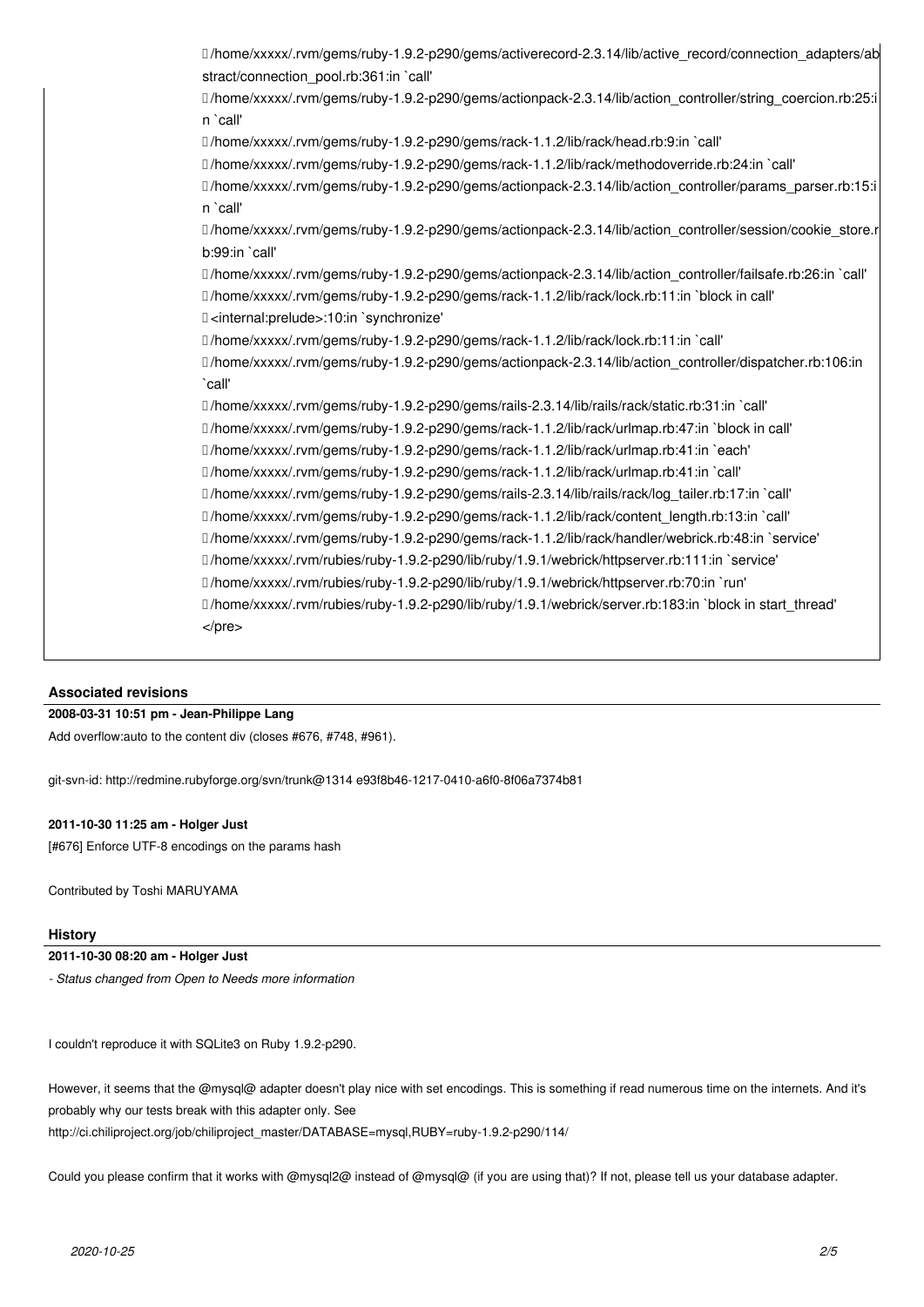```
/home/xxxxx/.rvm/gems/ruby-1.9.2-p290/gems/activerecord-2.3.14/lib/active_record/connection_adapters/abstract/connection_pool.rb:361:in `call'
/home/xxxxx/.rvm/gems/ruby-1.9.2-p290/gems/actionpack-2.3.14/lib/action_controller/string_coercion.rb:25:in `call'
/home/xxxxx/.rvm/gems/ruby-1.9.2-p290/gems/rack-1.1.2/lib/rack/head.rb:9:in `call'
/home/xxxxx/.rvm/gems/ruby-1.9.2-p290/gems/rack-1.1.2/lib/rack/methodoverride.rb:24:in `call'
/home/xxxxx/.rvm/gems/ruby-1.9.2-p290/gems/actionpack-2.3.14/lib/action_controller/params_parser.rb:15:in `call'
/home/xxxxx/.rvm/gems/ruby-1.9.2-p290/gems/actionpack-2.3.14/lib/action_controller/session/cookie_store.rb:99:in `call'
/home/xxxxx/.rvm/gems/ruby-1.9.2-p290/gems/actionpack-2.3.14/lib/action_controller/failsafe.rb:26:in `call'
/home/xxxxx/.rvm/gems/ruby-1.9.2-p290/gems/rack-1.1.2/lib/rack/lock.rb:11:in `block in call'
<internal:prelude>:10:in `synchronize'
/home/xxxxx/.rvm/gems/ruby-1.9.2-p290/gems/rack-1.1.2/lib/rack/lock.rb:11:in `call'
/home/xxxxx/.rvm/gems/ruby-1.9.2-p290/gems/actionpack-2.3.14/lib/action_controller/dispatcher.rb:106:in `call'
/home/xxxxx/.rvm/gems/ruby-1.9.2-p290/gems/rails-2.3.14/lib/rails/rack/static.rb:31:in `call'
/home/xxxxx/.rvm/gems/ruby-1.9.2-p290/gems/rack-1.1.2/lib/rack/urlmap.rb:47:in `block in call'
/home/xxxxx/.rvm/gems/ruby-1.9.2-p290/gems/rack-1.1.2/lib/rack/urlmap.rb:41:in `each'
/home/xxxxx/.rvm/gems/ruby-1.9.2-p290/gems/rack-1.1.2/lib/rack/urlmap.rb:41:in `call'
/home/xxxxx/.rvm/gems/ruby-1.9.2-p290/gems/rails-2.3.14/lib/rails/rack/log_tailer.rb:17:in `call'
/home/xxxxx/.rvm/gems/ruby-1.9.2-p290/gems/rack-1.1.2/lib/rack/content_length.rb:13:in `call'
/home/xxxxx/.rvm/gems/ruby-1.9.2-p290/gems/rack-1.1.2/lib/rack/handler/webrick.rb:48:in `service'
/home/xxxxx/.rvm/rubies/ruby-1.9.2-p290/lib/ruby/1.9.1/webrick/httpserver.rb:111:in `service'
/home/xxxxx/.rvm/rubies/ruby-1.9.2-p290/lib/ruby/1.9.1/webrick/httpserver.rb:70:in `run'
/home/xxxxx/.rvm/rubies/ruby-1.9.2-p290/lib/ruby/1.9.1/webrick/server.rb:183:in `block in start_thread'
</pre>
```

### Associated revisions

**2008-03-31 10:51 pm - Jean-Philippe Lang**

Add overflow:auto to the content div (closes #676, #748, #961).

git-svn-id: http://redmine.rubyforge.org/svn/trunk@1314 e93f8b46-1217-0410-a6f0-8f06a7374b81

**2011-10-30 11:25 am - Holger Just**

[#676] Enforce UTF-8 encodings on the params hash

Contributed by Toshi MARUYAMA

### History

**2011-10-30 08:20 am - Holger Just**

*- Status changed from Open to Needs more information*

I couldn't reproduce it with SQLite3 on Ruby 1.9.2-p290.

However, it seems that the @mysql@ adapter doesn't play nice with set encodings. This is something if read numerous time on the internets. And it's probably why our tests break with this adapter only. See http://ci.chiliproject.org/job/chiliproject_master/DATABASE=mysql,RUBY=ruby-1.9.2-p290/114/

Could you please confirm that it works with @mysql2@ instead of @mysql@ (if you are using that)? If not, please tell us your database adapter.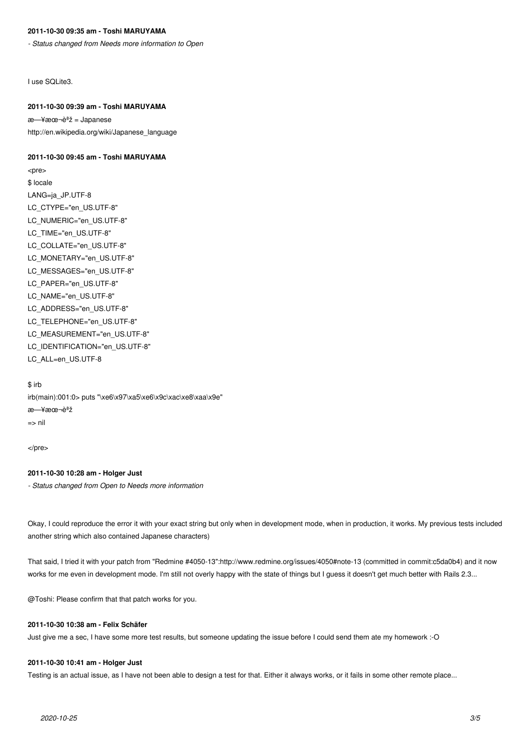**2011-10-30 09:35 am - Toshi MARUYAMA**

*- Status changed from Needs more information to Open*

I use SQLite3.

**2011-10-30 09:39 am - Toshi MARUYAMA**

æ—¥æœ¬èªž = Japanese
http://en.wikipedia.org/wiki/Japanese_language

**2011-10-30 09:45 am - Toshi MARUYAMA**

```
<pre>
$ locale
LANG=ja_JP.UTF-8
LC_CTYPE="en_US.UTF-8"
LC_NUMERIC="en_US.UTF-8"
LC_TIME="en_US.UTF-8"
LC_COLLATE="en_US.UTF-8"
LC_MONETARY="en_US.UTF-8"
LC_MESSAGES="en_US.UTF-8"
LC_PAPER="en_US.UTF-8"
LC_NAME="en_US.UTF-8"
LC_ADDRESS="en_US.UTF-8"
LC_TELEPHONE="en_US.UTF-8"
LC_MEASUREMENT="en_US.UTF-8"
LC_IDENTIFICATION="en_US.UTF-8"
LC_ALL=en_US.UTF-8

$ irb
irb(main):001:0> puts "\xe6\x97\xa5\xe6\x9c\xac\xe8\xaa\x9e"
æ—¥æœ¬èªž
=> nil

</pre>
```

**2011-10-30 10:28 am - Holger Just**

*- Status changed from Open to Needs more information*

Okay, I could reproduce the error it with your exact string but only when in development mode, when in production, it works. My previous tests included another string which also contained Japanese characters)

That said, I tried it with your patch from "Redmine #4050-13":http://www.redmine.org/issues/4050#note-13 (committed in commit:c5da0b4) and it now works for me even in development mode. I'm still not overly happy with the state of things but I guess it doesn't get much better with Rails 2.3...

@Toshi: Please confirm that that patch works for you.

**2011-10-30 10:38 am - Felix Schäfer**

Just give me a sec, I have some more test results, but someone updating the issue before I could send them ate my homework :-O

**2011-10-30 10:41 am - Holger Just**

Testing is an actual issue, as I have not been able to design a test for that. Either it always works, or it fails in some other remote place...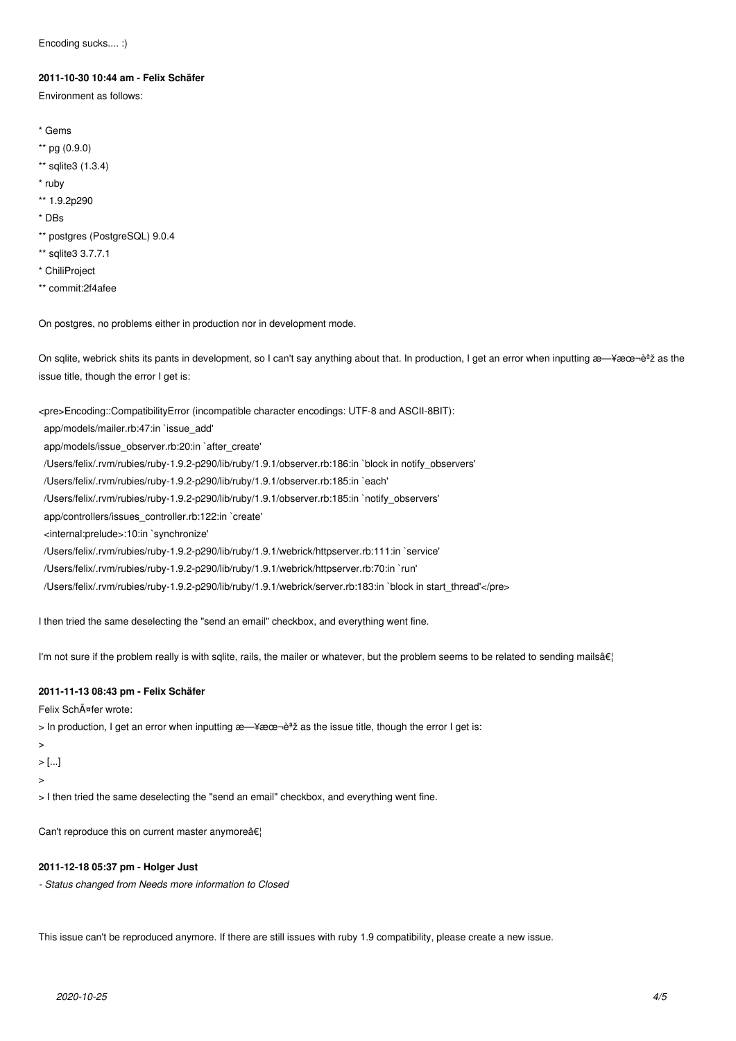Encoding sucks.... :)

**2011-10-30 10:44 am - Felix Schäfer**

Environment as follows:

* Gems
** pg (0.9.0)
** sqlite3 (1.3.4)
* ruby
** 1.9.2p290
* DBs
** postgres (PostgreSQL) 9.0.4
** sqlite3 3.7.7.1
* ChiliProject
** commit:2f4afee

On postgres, no problems either in production nor in development mode.

On sqlite, webrick shits its pants in development, so I can't say anything about that. In production, I get an error when inputting æ—¥æœ¬èªž as the issue title, though the error I get is:

```
<pre>Encoding::CompatibilityError (incompatible character encodings: UTF-8 and ASCII-8BIT):
  app/models/mailer.rb:47:in `issue_add'
  app/models/issue_observer.rb:20:in `after_create'
  /Users/felix/.rvm/rubies/ruby-1.9.2-p290/lib/ruby/1.9.1/observer.rb:186:in `block in notify_observers'
  /Users/felix/.rvm/rubies/ruby-1.9.2-p290/lib/ruby/1.9.1/observer.rb:185:in `each'
  /Users/felix/.rvm/rubies/ruby-1.9.2-p290/lib/ruby/1.9.1/observer.rb:185:in `notify_observers'
  app/controllers/issues_controller.rb:122:in `create'
  <internal:prelude>:10:in `synchronize'
  /Users/felix/.rvm/rubies/ruby-1.9.2-p290/lib/ruby/1.9.1/webrick/httpserver.rb:111:in `service'
  /Users/felix/.rvm/rubies/ruby-1.9.2-p290/lib/ruby/1.9.1/webrick/httpserver.rb:70:in `run'
  /Users/felix/.rvm/rubies/ruby-1.9.2-p290/lib/ruby/1.9.1/webrick/server.rb:183:in `block in start_thread'</pre>
```

I then tried the same deselecting the "send an email" checkbox, and everything went fine.

I'm not sure if the problem really is with sqlite, rails, the mailer or whatever, but the problem seems to be related to sending mailsâ€¦

**2011-11-13 08:43 pm - Felix Schäfer**

Felix SchÃ¤fer wrote:

> In production, I get an error when inputting æ—¥æœ¬èªž as the issue title, though the error I get is:
>
> [...]
>
> I then tried the same deselecting the "send an email" checkbox, and everything went fine.

Can't reproduce this on current master anymoreâ€¦

**2011-12-18 05:37 pm - Holger Just**

*- Status changed from Needs more information to Closed*

This issue can't be reproduced anymore. If there are still issues with ruby 1.9 compatibility, please create a new issue.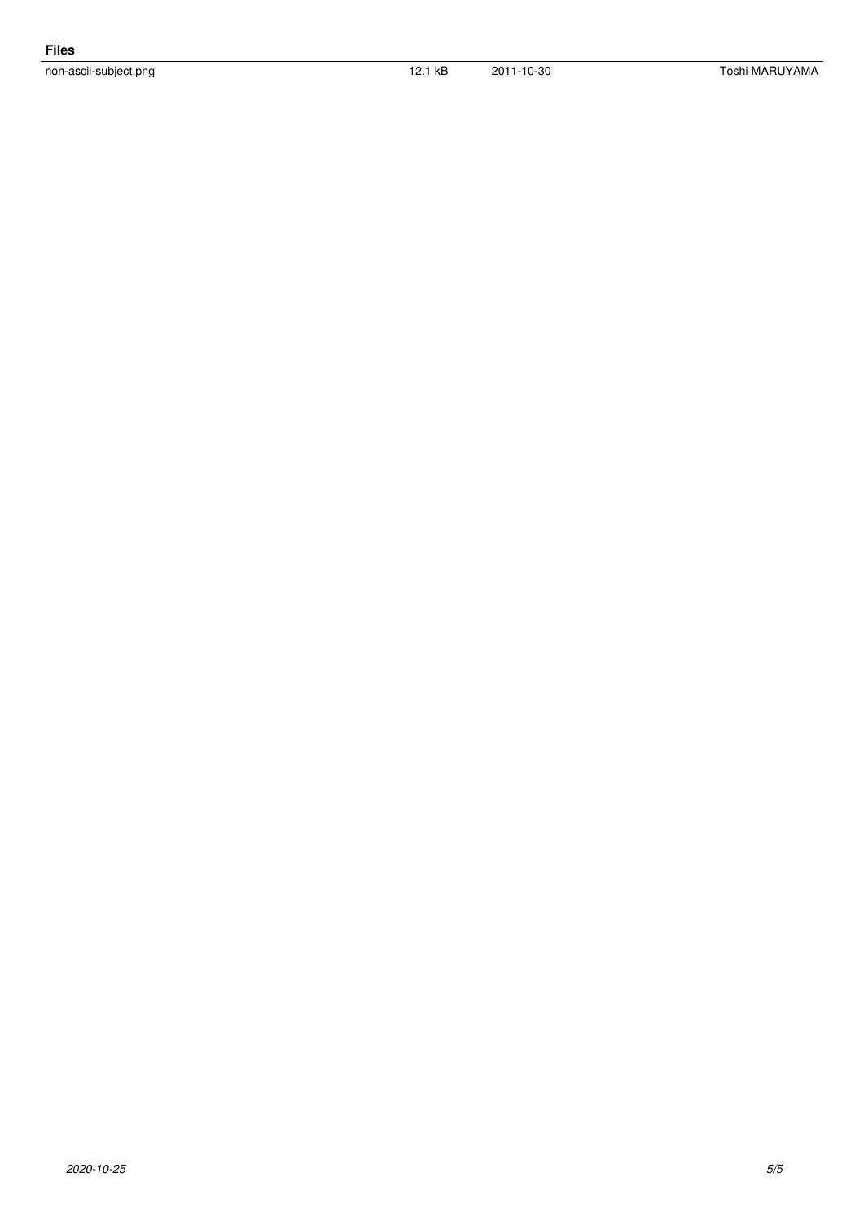**Files**

| | | | |
|---|---|---|---|
| non-ascii-subject.png | 12.1 kB | 2011-10-30 | Toshi MARUYAMA |